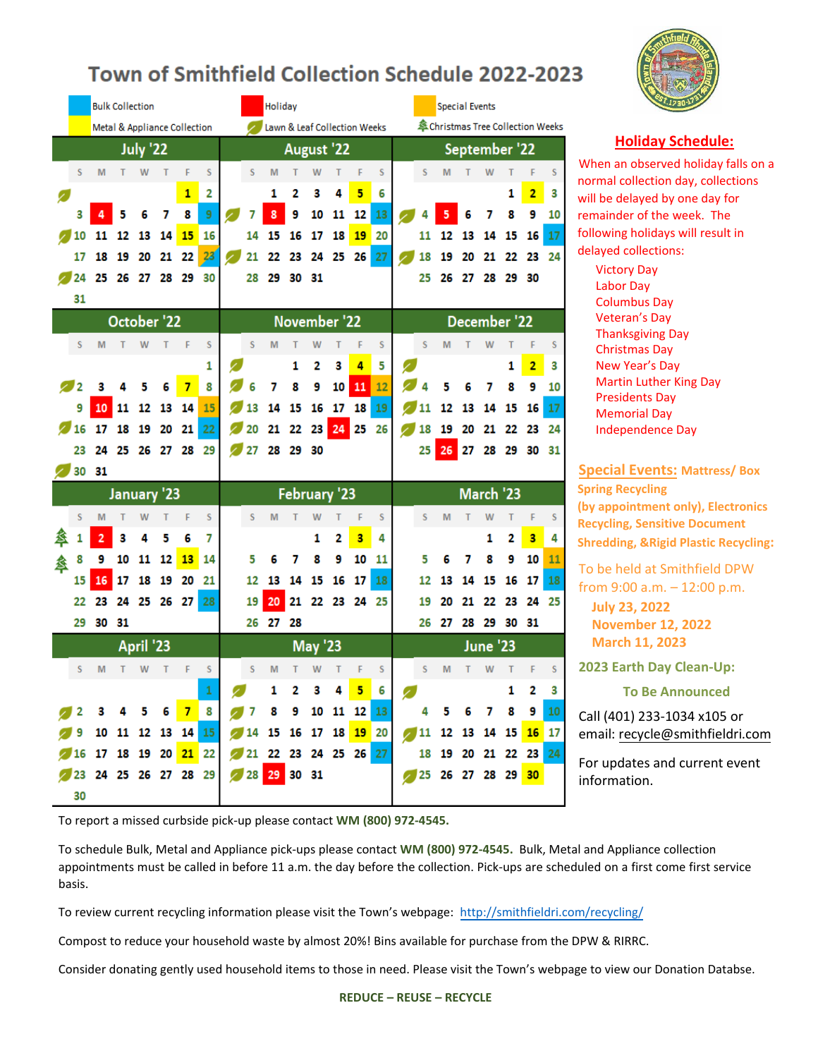# Town of Smithfield Collection Schedule 2022-2023

**Legend:**
- Bulk Collection (blue)
- Metal & Appliance Collection (yellow)
- Holiday (red)
- Lawn & Leaf Collection Weeks
- Special Events (orange)
- Christmas Tree Collection Weeks

### July '22

| S | M | T | W | T | F | S |
|---|---|---|---|---|---|---|
| | | | | | 1 | 2 |
| 3 | 4 | 5 | 6 | 7 | 8 | 9 |
| 10 | 11 | 12 | 13 | 14 | 15 | 16 |
| 17 | 18 | 19 | 20 | 21 | 22 | 23 |
| 24 | 25 | 26 | 27 | 28 | 29 | 30 |
| 31 | | | | | | |

### August '22

| S | M | T | W | T | F | S |
|---|---|---|---|---|---|---|
| | 1 | 2 | 3 | 4 | 5 | 6 |
| 7 | 8 | 9 | 10 | 11 | 12 | 13 |
| 14 | 15 | 16 | 17 | 18 | 19 | 20 |
| 21 | 22 | 23 | 24 | 25 | 26 | 27 |
| 28 | 29 | 30 | 31 | | | |

### September '22

| S | M | T | W | T | F | S |
|---|---|---|---|---|---|---|
| | | | | 1 | 2 | 3 |
| 4 | 5 | 6 | 7 | 8 | 9 | 10 |
| 11 | 12 | 13 | 14 | 15 | 16 | 17 |
| 18 | 19 | 20 | 21 | 22 | 23 | 24 |
| 25 | 26 | 27 | 28 | 29 | 30 | |

### October '22

| S | M | T | W | T | F | S |
|---|---|---|---|---|---|---|
| | | | | | | 1 |
| 2 | 3 | 4 | 5 | 6 | 7 | 8 |
| 9 | 10 | 11 | 12 | 13 | 14 | 15 |
| 16 | 17 | 18 | 19 | 20 | 21 | 22 |
| 23 | 24 | 25 | 26 | 27 | 28 | 29 |
| 30 | 31 | | | | | |

### November '22

| S | M | T | W | T | F | S |
|---|---|---|---|---|---|---|
| | | 1 | 2 | 3 | 4 | 5 |
| 6 | 7 | 8 | 9 | 10 | 11 | 12 |
| 13 | 14 | 15 | 16 | 17 | 18 | 19 |
| 20 | 21 | 22 | 23 | 24 | 25 | 26 |
| 27 | 28 | 29 | 30 | | | |

### December '22

| S | M | T | W | T | F | S |
|---|---|---|---|---|---|---|
| | | | | 1 | 2 | 3 |
| 4 | 5 | 6 | 7 | 8 | 9 | 10 |
| 11 | 12 | 13 | 14 | 15 | 16 | 17 |
| 18 | 19 | 20 | 21 | 22 | 23 | 24 |
| 25 | 26 | 27 | 28 | 29 | 30 | 31 |

### January '23

| S | M | T | W | T | F | S |
|---|---|---|---|---|---|---|
| 1 | 2 | 3 | 4 | 5 | 6 | 7 |
| 8 | 9 | 10 | 11 | 12 | 13 | 14 |
| 15 | 16 | 17 | 18 | 19 | 20 | 21 |
| 22 | 23 | 24 | 25 | 26 | 27 | 28 |
| 29 | 30 | 31 | | | | |

### February '23

| S | M | T | W | T | F | S |
|---|---|---|---|---|---|---|
| | | | 1 | 2 | 3 | 4 |
| 5 | 6 | 7 | 8 | 9 | 10 | 11 |
| 12 | 13 | 14 | 15 | 16 | 17 | 18 |
| 19 | 20 | 21 | 22 | 23 | 24 | 25 |
| 26 | 27 | 28 | | | | |

### March '23

| S | M | T | W | T | F | S |
|---|---|---|---|---|---|---|
| | | | 1 | 2 | 3 | 4 |
| 5 | 6 | 7 | 8 | 9 | 10 | 11 |
| 12 | 13 | 14 | 15 | 16 | 17 | 18 |
| 19 | 20 | 21 | 22 | 23 | 24 | 25 |
| 26 | 27 | 28 | 29 | 30 | 31 | |

### April '23

| S | M | T | W | T | F | S |
|---|---|---|---|---|---|---|
| | | | | | | 1 |
| 2 | 3 | 4 | 5 | 6 | 7 | 8 |
| 9 | 10 | 11 | 12 | 13 | 14 | 15 |
| 16 | 17 | 18 | 19 | 20 | 21 | 22 |
| 23 | 24 | 25 | 26 | 27 | 28 | 29 |
| 30 | | | | | | |

### May '23

| S | M | T | W | T | F | S |
|---|---|---|---|---|---|---|
| | 1 | 2 | 3 | 4 | 5 | 6 |
| 7 | 8 | 9 | 10 | 11 | 12 | 13 |
| 14 | 15 | 16 | 17 | 18 | 19 | 20 |
| 21 | 22 | 23 | 24 | 25 | 26 | 27 |
| 28 | 29 | 30 | 31 | | | |

### June '23

| S | M | T | W | T | F | S |
|---|---|---|---|---|---|---|
| | | | | 1 | 2 | 3 |
| 4 | 5 | 6 | 7 | 8 | 9 | 10 |
| 11 | 12 | 13 | 14 | 15 | 16 | 17 |
| 18 | 19 | 20 | 21 | 22 | 23 | 24 |
| 25 | 26 | 27 | 28 | 29 | 30 | |

## Holiday Schedule:

When an observed holiday falls on a normal collection day, collections will be delayed by one day for remainder of the week. The following holidays will result in delayed collections:

- Victory Day
- Labor Day
- Columbus Day
- Veteran's Day
- Thanksgiving Day
- Christmas Day
- New Year's Day
- Martin Luther King Day
- Presidents Day
- Memorial Day
- Independence Day

## Special Events: Mattress/ Box Spring Recycling (by appointment only), Electronics Recycling, Sensitive Document Shredding, &Rigid Plastic Recycling:

To be held at Smithfield DPW from 9:00 a.m. – 12:00 p.m.

- July 23, 2022
- November 12, 2022
- March 11, 2023

**2023 Earth Day Clean-Up:**

**To Be Announced**

Call (401) 233-1034 x105 or email: recycle@smithfieldri.com

For updates and current event information.

---

To report a missed curbside pick-up please contact **WM (800) 972-4545.**

To schedule Bulk, Metal and Appliance pick-ups please contact **WM (800) 972-4545.** Bulk, Metal and Appliance collection appointments must be called in before 11 a.m. the day before the collection. Pick-ups are scheduled on a first come first service basis.

To review current recycling information please visit the Town's webpage: http://smithfieldri.com/recycling/

Compost to reduce your household waste by almost 20%! Bins available for purchase from the DPW & RIRRC.

Consider donating gently used household items to those in need. Please visit the Town's webpage to view our Donation Databse.

**REDUCE – REUSE – RECYCLE**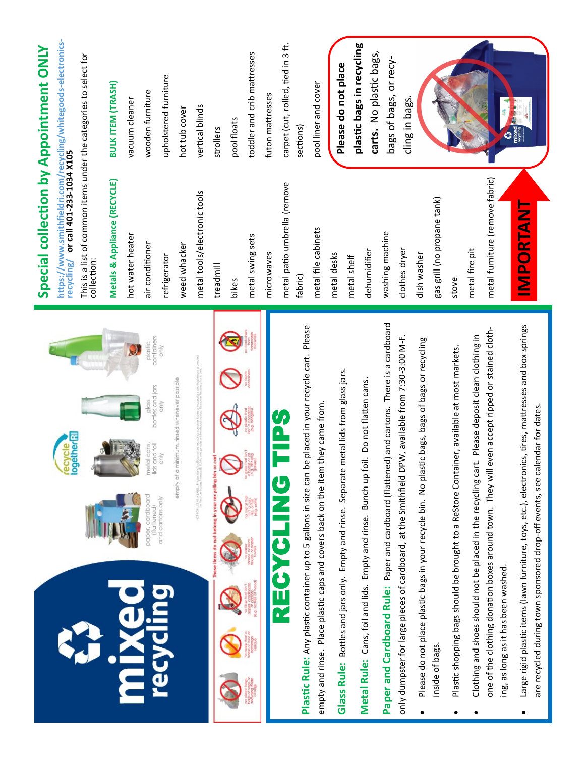# mixed recycling

recycle together RI

paper, cardboard (flattened) and cartons only

metal cans, lids and foil only

glass bottles and jars only

plastic containers only

empty at a minimum, rinsed whenever possible

These items do not belong in your recycling bin or cart

- no plastic bags, bags of bags, or recycling in bags
- no more than a trace of food or beverage residue
- no fiber that isn't paper, cardboard or cartons (e.g. textiles or wood)
- no paper shreds, napkins, tissues, or paper towels
- no metal that isn't a can, lid or foil (e.g. pans)
- no glass that isn't a bottle or jar (e.g. drinking glasses)
- no plastic that isn't a container (e.g. hangers)
- no foam containers
- no containers from flammable materials

## RECYCLING TIPS

**Plastic Rule:** Any plastic container up to 5 gallons in size can be placed in your recycle cart. Please empty and rinse. Place plastic caps and covers back on the item they came from.

**Glass Rule:** Bottles and jars only. Empty and rinse. Separate metal lids from glass jars.

**Metal Rule:** Cans, foil and lids. Empty and rinse. Bunch up foil. Do not flatten cans.

**Paper and Cardboard Rule:** Paper and cardboard (flattened) and cartons. There is a cardboard only dumpster for large pieces of cardboard, at the Smithfield DPW, available from 7:30-3:00 M-F.

- Please do not place plastic bags in your recycle bin. No plastic bags, bags of bags or recycling inside of bags.
- Plastic shopping bags should be brought to a ReStore Container, available at most markets.
- Clothing and shoes should not be placed in the recycling cart. Please deposit clean clothing in one of the clothing donation boxes around town. They will even accept ripped or stained clothing, as long as it has been washed.
- Large rigid plastic items (lawn furniture, toys, etc.), electronics, tires, mattresses and box springs are recycled during town sponsored drop-off events, see calendar for dates.

## Special collection by Appointment ONLY

https://www.smithfieldri.com/recycling/whitegoods-electronics-recycling/ **or call 401-233-1034 X105**

This is a list of common items under the categories to select for collection:

| Metals & Appliance (RECYCLE) | BULK ITEM (TRASH) |
|---|---|
| hot water heater | vacuum cleaner |
| air conditioner | wooden furniture |
| refrigerator | upholstered furniture |
| weed whacker | hot tub cover |
| metal tools/electronic tools | vertical blinds |
| treadmill | strollers |
| bikes | pool floats |
| metal swing sets | toddler and crib mattresses |
| microwaves | futon mattresses |
| metal patio umbrella (remove fabric) | carpet (cut, rolled, tied in 3 ft. sections) |
| metal file cabinets | pool liner and cover |
| metal desks | |
| metal shelf | |
| dehumidifier | |
| washing machine | |
| clothes dryer | |
| dish washer | |
| gas grill (no propane tank) | |
| stove | |
| metal fire pit | |
| metal furniture (remove fabric) | |

**IMPORTANT**

**Please do not place plastic bags in recycling carts.** No plastic bags, bags of bags, or recycling in bags.